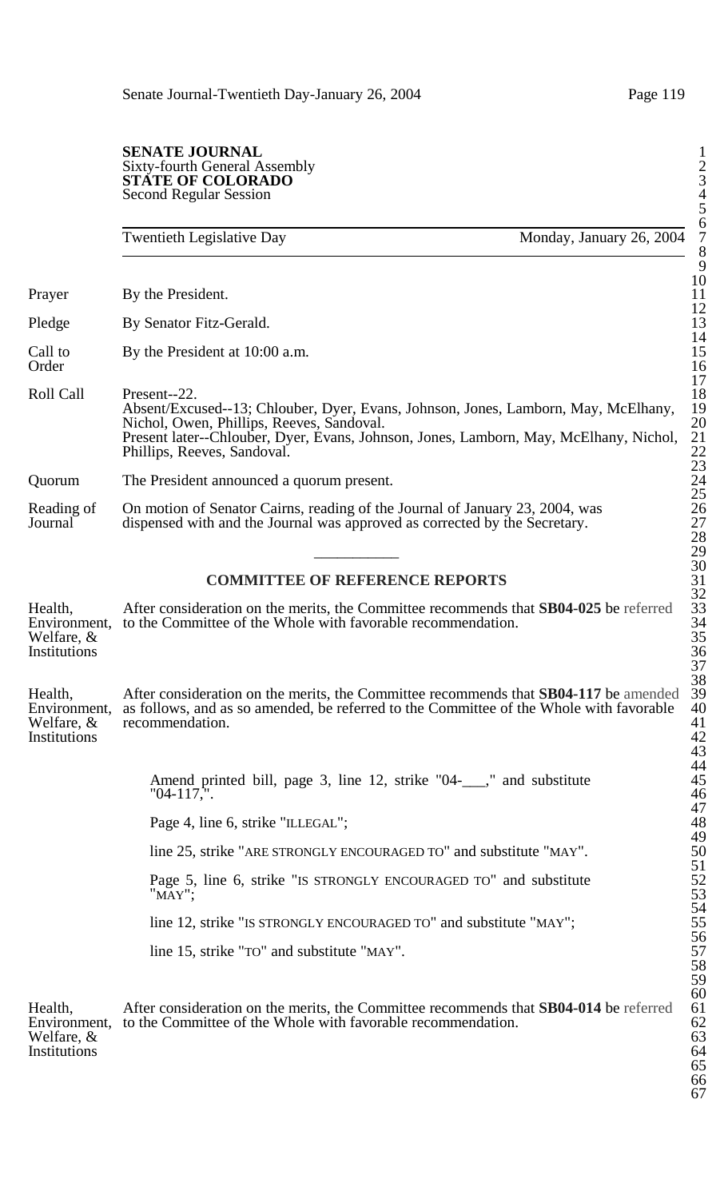**SENATE JOURNAL**
Sixty-fourth General Assembly
**STATE OF COLORADO**
Second Regular Session

Twentieth Legislative Day — Monday, January 26, 2004

Prayer — By the President.

Pledge — By Senator Fitz-Gerald.

Call to Order — By the President at 10:00 a.m.

Roll Call — Present--22.
Absent/Excused--13; Chlouber, Dyer, Evans, Johnson, Jones, Lamborn, May, McElhany, Nichol, Owen, Phillips, Reeves, Sandoval.
Present later--Chlouber, Dyer, Evans, Johnson, Jones, Lamborn, May, McElhany, Nichol, Phillips, Reeves, Sandoval.

Quorum — The President announced a quorum present.

Reading of Journal — On motion of Senator Cairns, reading of the Journal of January 23, 2004, was dispensed with and the Journal was approved as corrected by the Secretary.

---

## COMMITTEE OF REFERENCE REPORTS

Health, Environment, Welfare, & Institutions — After consideration on the merits, the Committee recommends that **SB04-025** be referred to the Committee of the Whole with favorable recommendation.

Health, Environment, Welfare, & Institutions — After consideration on the merits, the Committee recommends that **SB04-117** be amended as follows, and as so amended, be referred to the Committee of the Whole with favorable recommendation.

> Amend printed bill, page 3, line 12, strike "04-___," and substitute "04-117,".
>
> Page 4, line 6, strike "ILLEGAL";
>
> line 25, strike "ARE STRONGLY ENCOURAGED TO" and substitute "MAY".
>
> Page 5, line 6, strike "IS STRONGLY ENCOURAGED TO" and substitute "MAY";
>
> line 12, strike "IS STRONGLY ENCOURAGED TO" and substitute "MAY";
>
> line 15, strike "TO" and substitute "MAY".

Health, Environment, Welfare, & Institutions — After consideration on the merits, the Committee recommends that **SB04-014** be referred to the Committee of the Whole with favorable recommendation.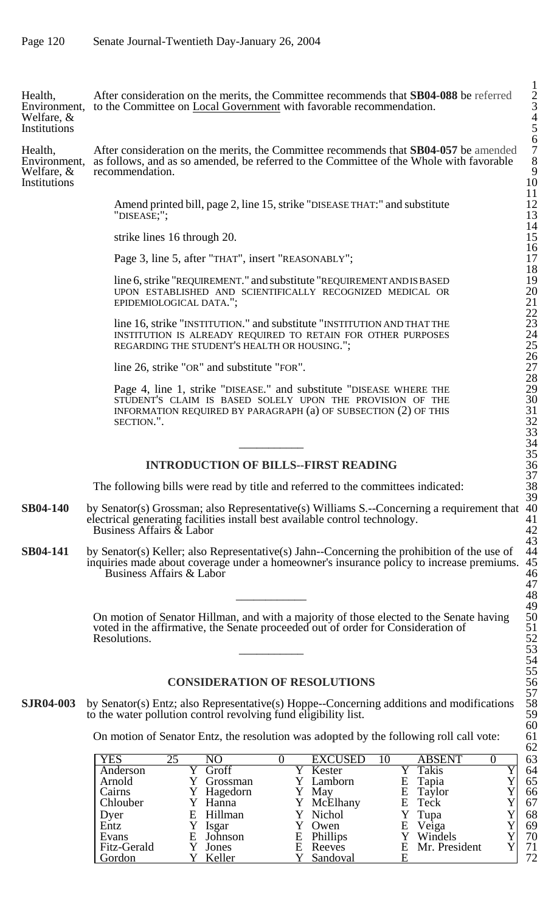Health, Environment, Welfare, & Institutions

After consideration on the merits, the Committee recommends that **SB04-088** be referred to the Committee on Local Government with favorable recommendation.

Health, Environment, Welfare, & Institutions

After consideration on the merits, the Committee recommends that **SB04-057** be amended as follows, and as so amended, be referred to the Committee of the Whole with favorable recommendation.

Amend printed bill, page 2, line 15, strike "DISEASE THAT:" and substitute "DISEASE;";

strike lines 16 through 20.

Page 3, line 5, after "THAT", insert "REASONABLY";

line 6, strike "REQUIREMENT." and substitute "REQUIREMENT AND IS BASED UPON ESTABLISHED AND SCIENTIFICALLY RECOGNIZED MEDICAL OR EPIDEMIOLOGICAL DATA.";

line 16, strike "INSTITUTION." and substitute "INSTITUTION AND THAT THE INSTITUTION IS ALREADY REQUIRED TO RETAIN FOR OTHER PURPOSES REGARDING THE STUDENT'S HEALTH OR HOUSING.";

line 26, strike "OR" and substitute "FOR".

Page 4, line 1, strike "DISEASE." and substitute "DISEASE WHERE THE STUDENT'S CLAIM IS BASED SOLELY UPON THE PROVISION OF THE INFORMATION REQUIRED BY PARAGRAPH (a) OF SUBSECTION (2) OF THIS SECTION.".

---

## INTRODUCTION OF BILLS--FIRST READING

The following bills were read by title and referred to the committees indicated:

**SB04-140** by Senator(s) Grossman; also Representative(s) Williams S.--Concerning a requirement that electrical generating facilities install best available control technology.
Business Affairs & Labor

**SB04-141** by Senator(s) Keller; also Representative(s) Jahn--Concerning the prohibition of the use of inquiries made about coverage under a homeowner's insurance policy to increase premiums.
Business Affairs & Labor

---

On motion of Senator Hillman, and with a majority of those elected to the Senate having voted in the affirmative, the Senate proceeded out of order for Consideration of Resolutions.

---

## CONSIDERATION OF RESOLUTIONS

**SJR04-003** by Senator(s) Entz; also Representative(s) Hoppe--Concerning additions and modifications to the water pollution control revolving fund eligibility list.

On motion of Senator Entz, the resolution was adopted by the following roll call vote:

| YES | 25 | NO | 0 | EXCUSED | 10 | ABSENT | 0 |
|---|---|---|---|---|---|---|---|
| Anderson | Y | Groff | Y | Kester | Y | Takis | Y |
| Arnold | Y | Grossman | Y | Lamborn | E | Tapia | Y |
| Cairns | Y | Hagedorn | Y | May | E | Taylor | Y |
| Chlouber | Y | Hanna | Y | McElhany | E | Teck | Y |
| Dyer | E | Hillman | Y | Nichol | Y | Tupa | Y |
| Entz | Y | Isgar | Y | Owen | E | Veiga | Y |
| Evans | E | Johnson | E | Phillips | Y | Windels | Y |
| Fitz-Gerald | Y | Jones | E | Reeves | E | Mr. President | Y |
| Gordon | Y | Keller | Y | Sandoval | E | | |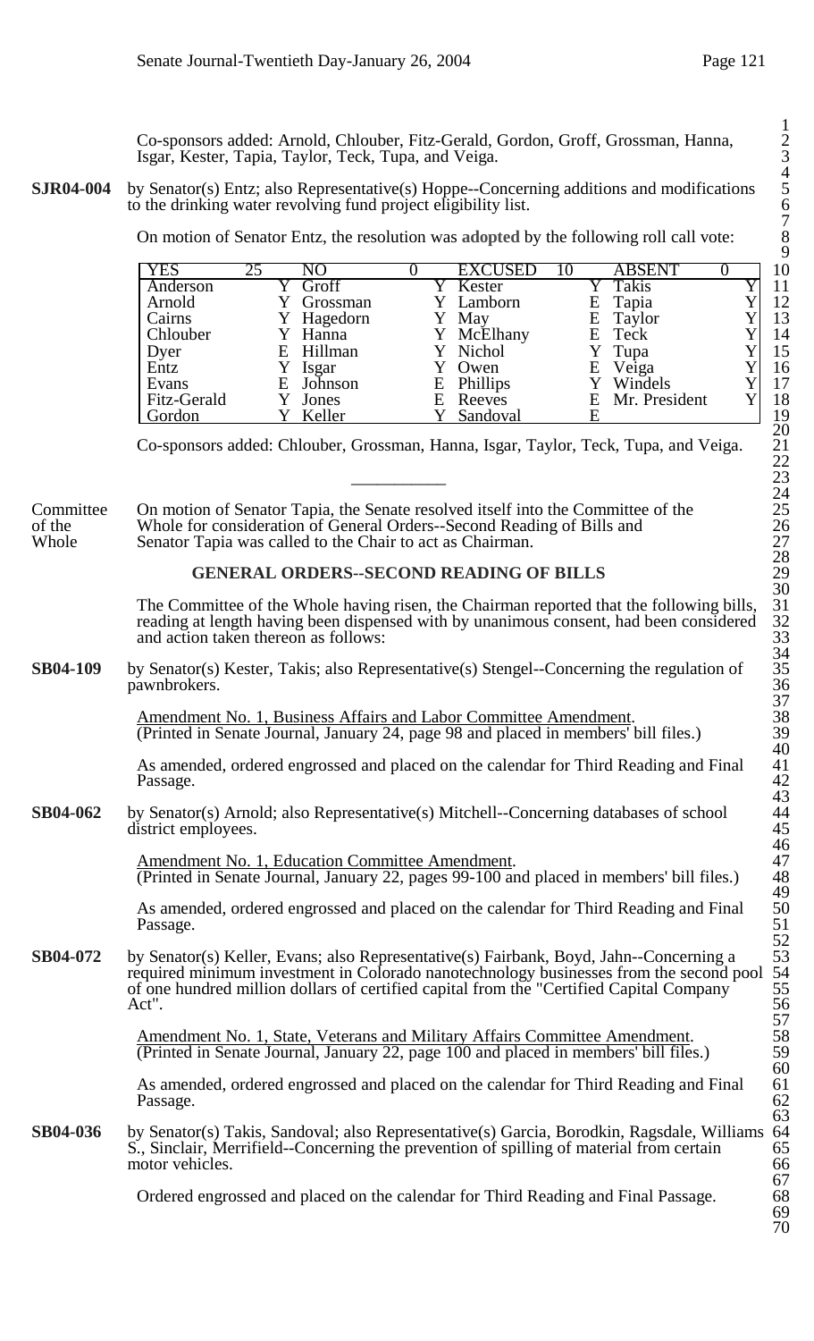Co-sponsors added: Arnold, Chlouber, Fitz-Gerald, Gordon, Groff, Grossman, Hanna, Isgar, Kester, Tapia, Taylor, Teck, Tupa, and Veiga.

**SJR04-004** by Senator(s) Entz; also Representative(s) Hoppe--Concerning additions and modifications to the drinking water revolving fund project eligibility list.

On motion of Senator Entz, the resolution was **adopted** by the following roll call vote:

| YES | 25 | NO | 0 | EXCUSED | 10 | ABSENT | 0 |
|---|---|---|---|---|---|---|---|
| Anderson | Y | Groff | Y | Kester | Y | Takis | Y |
| Arnold | Y | Grossman | Y | Lamborn | E | Tapia | Y |
| Cairns | Y | Hagedorn | Y | May | E | Taylor | Y |
| Chlouber | Y | Hanna | Y | McElhany | E | Teck | Y |
| Dyer | E | Hillman | Y | Nichol | Y | Tupa | Y |
| Entz | Y | Isgar | Y | Owen | E | Veiga | Y |
| Evans | E | Johnson | E | Phillips | Y | Windels | Y |
| Fitz-Gerald | Y | Jones | E | Reeves | E | Mr. President | Y |
| Gordon | Y | Keller | Y | Sandoval | E | | |

Co-sponsors added: Chlouber, Grossman, Hanna, Isgar, Taylor, Teck, Tupa, and Veiga.

---

Committee of the Whole

On motion of Senator Tapia, the Senate resolved itself into the Committee of the Whole for consideration of General Orders--Second Reading of Bills and Senator Tapia was called to the Chair to act as Chairman.

## GENERAL ORDERS--SECOND READING OF BILLS

The Committee of the Whole having risen, the Chairman reported that the following bills, reading at length having been dispensed with by unanimous consent, had been considered and action taken thereon as follows:

**SB04-109** by Senator(s) Kester, Takis; also Representative(s) Stengel--Concerning the regulation of pawnbrokers.

Amendment No. 1, Business Affairs and Labor Committee Amendment.
(Printed in Senate Journal, January 24, page 98 and placed in members' bill files.)

As amended, ordered engrossed and placed on the calendar for Third Reading and Final Passage.

**SB04-062** by Senator(s) Arnold; also Representative(s) Mitchell--Concerning databases of school district employees.

Amendment No. 1, Education Committee Amendment.
(Printed in Senate Journal, January 22, pages 99-100 and placed in members' bill files.)

As amended, ordered engrossed and placed on the calendar for Third Reading and Final Passage.

**SB04-072** by Senator(s) Keller, Evans; also Representative(s) Fairbank, Boyd, Jahn--Concerning a required minimum investment in Colorado nanotechnology businesses from the second pool of one hundred million dollars of certified capital from the "Certified Capital Company Act".

Amendment No. 1, State, Veterans and Military Affairs Committee Amendment.
(Printed in Senate Journal, January 22, page 100 and placed in members' bill files.)

As amended, ordered engrossed and placed on the calendar for Third Reading and Final Passage.

**SB04-036** by Senator(s) Takis, Sandoval; also Representative(s) Garcia, Borodkin, Ragsdale, Williams S., Sinclair, Merrifield--Concerning the prevention of spilling of material from certain motor vehicles.

Ordered engrossed and placed on the calendar for Third Reading and Final Passage.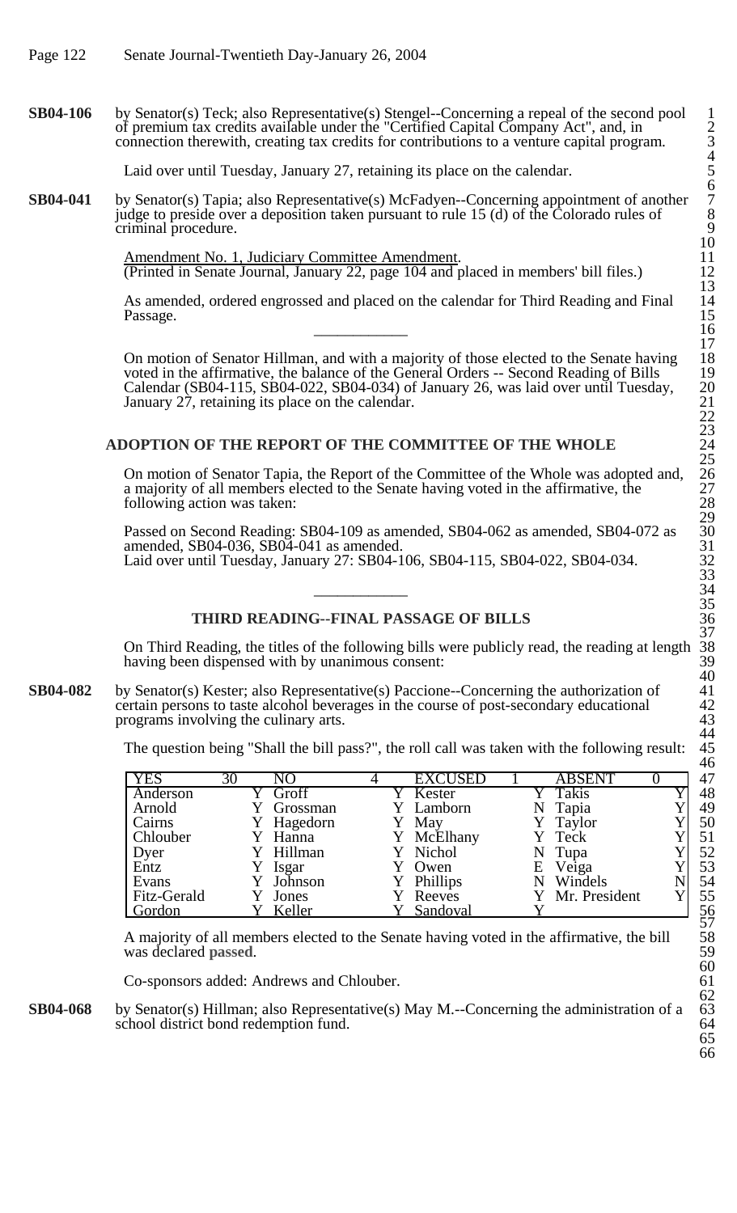**SB04-106** by Senator(s) Teck; also Representative(s) Stengel--Concerning a repeal of the second pool of premium tax credits available under the "Certified Capital Company Act", and, in connection therewith, creating tax credits for contributions to a venture capital program.

Laid over until Tuesday, January 27, retaining its place on the calendar.

**SB04-041** by Senator(s) Tapia; also Representative(s) McFadyen--Concerning appointment of another judge to preside over a deposition taken pursuant to rule 15 (d) of the Colorado rules of criminal procedure.

Amendment No. 1, Judiciary Committee Amendment.
(Printed in Senate Journal, January 22, page 104 and placed in members' bill files.)

As amended, ordered engrossed and placed on the calendar for Third Reading and Final Passage.

---

On motion of Senator Hillman, and with a majority of those elected to the Senate having voted in the affirmative, the balance of the General Orders -- Second Reading of Bills Calendar (SB04-115, SB04-022, SB04-034) of January 26, was laid over until Tuesday, January 27, retaining its place on the calendar.

## ADOPTION OF THE REPORT OF THE COMMITTEE OF THE WHOLE

On motion of Senator Tapia, the Report of the Committee of the Whole was adopted and, a majority of all members elected to the Senate having voted in the affirmative, the following action was taken:

Passed on Second Reading: SB04-109 as amended, SB04-062 as amended, SB04-072 as amended, SB04-036, SB04-041 as amended.
Laid over until Tuesday, January 27: SB04-106, SB04-115, SB04-022, SB04-034.

---

## THIRD READING--FINAL PASSAGE OF BILLS

On Third Reading, the titles of the following bills were publicly read, the reading at length having been dispensed with by unanimous consent:

**SB04-082** by Senator(s) Kester; also Representative(s) Paccione--Concerning the authorization of certain persons to taste alcohol beverages in the course of post-secondary educational programs involving the culinary arts.

The question being "Shall the bill pass?", the roll call was taken with the following result:

| YES | 30 | NO | 4 | EXCUSED | 1 | ABSENT | 0 |
|---|---|---|---|---|---|---|---|
| Anderson | Y | Groff | Y | Kester | Y | Takis | Y |
| Arnold | Y | Grossman | Y | Lamborn | N | Tapia | Y |
| Cairns | Y | Hagedorn | Y | May | Y | Taylor | Y |
| Chlouber | Y | Hanna | Y | McElhany | Y | Teck | Y |
| Dyer | Y | Hillman | Y | Nichol | N | Tupa | Y |
| Entz | Y | Isgar | Y | Owen | E | Veiga | Y |
| Evans | Y | Johnson | Y | Phillips | N | Windels | N |
| Fitz-Gerald | Y | Jones | Y | Reeves | Y | Mr. President | Y |
| Gordon | Y | Keller | Y | Sandoval | Y | | |

A majority of all members elected to the Senate having voted in the affirmative, the bill was declared **passed**.

Co-sponsors added: Andrews and Chlouber.

**SB04-068** by Senator(s) Hillman; also Representative(s) May M.--Concerning the administration of a school district bond redemption fund.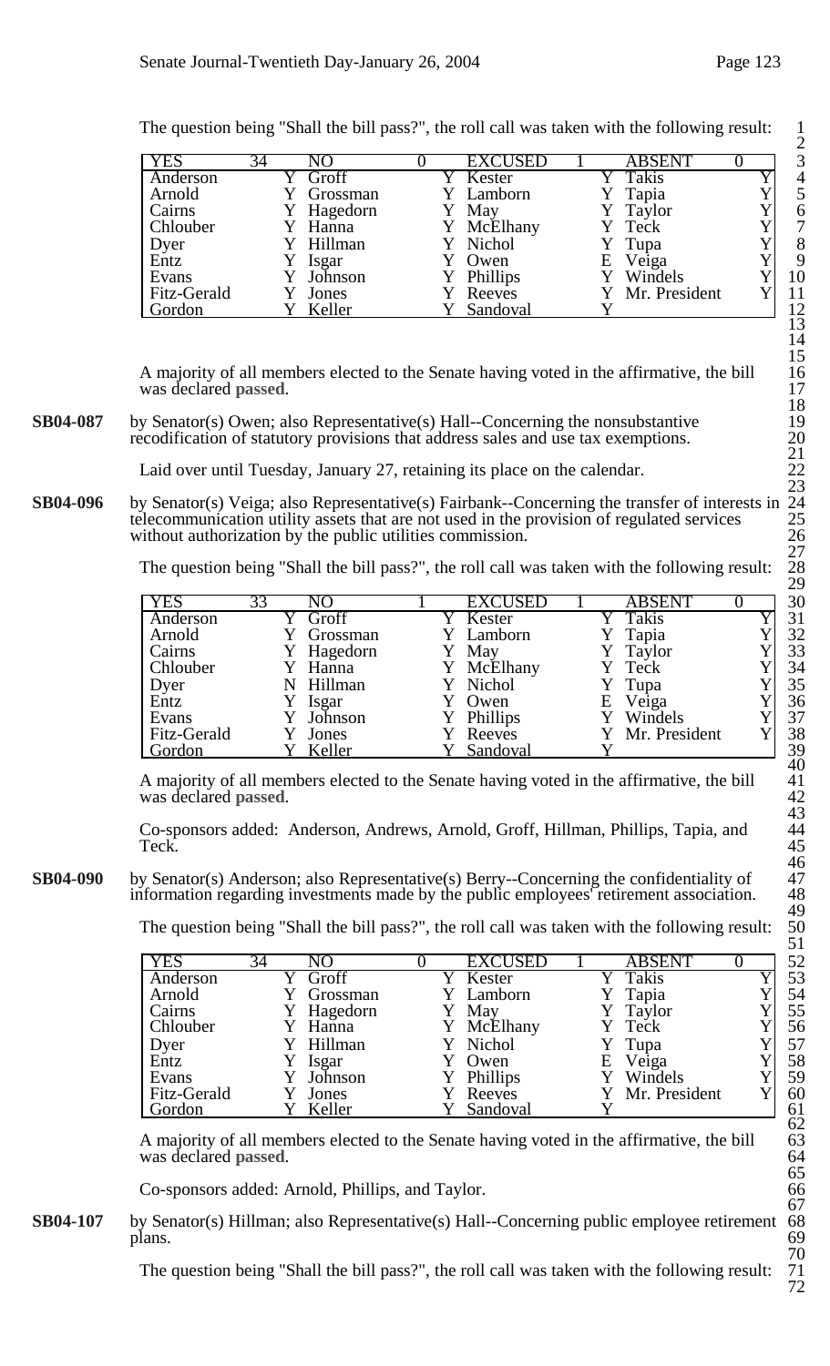The question being "Shall the bill pass?", the roll call was taken with the following result:

| YES | 34 | NO | 0 | EXCUSED | 1 | ABSENT | 0 |
|---|---|---|---|---|---|---|---|
| Anderson | Y | Groff | Y | Kester | Y | Takis | Y |
| Arnold | Y | Grossman | Y | Lamborn | Y | Tapia | Y |
| Cairns | Y | Hagedorn | Y | May | Y | Taylor | Y |
| Chlouber | Y | Hanna | Y | McElhany | Y | Teck | Y |
| Dyer | Y | Hillman | Y | Nichol | Y | Tupa | Y |
| Entz | Y | Isgar | Y | Owen | E | Veiga | Y |
| Evans | Y | Johnson | Y | Phillips | Y | Windels | Y |
| Fitz-Gerald | Y | Jones | Y | Reeves | Y | Mr. President | Y |
| Gordon | Y | Keller | Y | Sandoval | Y | | |

A majority of all members elected to the Senate having voted in the affirmative, the bill was declared **passed**.

**SB04-087** by Senator(s) Owen; also Representative(s) Hall--Concerning the nonsubstantive recodification of statutory provisions that address sales and use tax exemptions.

Laid over until Tuesday, January 27, retaining its place on the calendar.

**SB04-096** by Senator(s) Veiga; also Representative(s) Fairbank--Concerning the transfer of interests in telecommunication utility assets that are not used in the provision of regulated services without authorization by the public utilities commission.

The question being "Shall the bill pass?", the roll call was taken with the following result:

| YES | 33 | NO | 1 | EXCUSED | 1 | ABSENT | 0 |
|---|---|---|---|---|---|---|---|
| Anderson | Y | Groff | Y | Kester | Y | Takis | Y |
| Arnold | Y | Grossman | Y | Lamborn | Y | Tapia | Y |
| Cairns | Y | Hagedorn | Y | May | Y | Taylor | Y |
| Chlouber | Y | Hanna | Y | McElhany | Y | Teck | Y |
| Dyer | N | Hillman | Y | Nichol | Y | Tupa | Y |
| Entz | Y | Isgar | Y | Owen | E | Veiga | Y |
| Evans | Y | Johnson | Y | Phillips | Y | Windels | Y |
| Fitz-Gerald | Y | Jones | Y | Reeves | Y | Mr. President | Y |
| Gordon | Y | Keller | Y | Sandoval | Y | | |

A majority of all members elected to the Senate having voted in the affirmative, the bill was declared **passed**.

Co-sponsors added: Anderson, Andrews, Arnold, Groff, Hillman, Phillips, Tapia, and Teck.

**SB04-090** by Senator(s) Anderson; also Representative(s) Berry--Concerning the confidentiality of information regarding investments made by the public employees' retirement association.

The question being "Shall the bill pass?", the roll call was taken with the following result:

| YES | 34 | NO | 0 | EXCUSED | 1 | ABSENT | 0 |
|---|---|---|---|---|---|---|---|
| Anderson | Y | Groff | Y | Kester | Y | Takis | Y |
| Arnold | Y | Grossman | Y | Lamborn | Y | Tapia | Y |
| Cairns | Y | Hagedorn | Y | May | Y | Taylor | Y |
| Chlouber | Y | Hanna | Y | McElhany | Y | Teck | Y |
| Dyer | Y | Hillman | Y | Nichol | Y | Tupa | Y |
| Entz | Y | Isgar | Y | Owen | E | Veiga | Y |
| Evans | Y | Johnson | Y | Phillips | Y | Windels | Y |
| Fitz-Gerald | Y | Jones | Y | Reeves | Y | Mr. President | Y |
| Gordon | Y | Keller | Y | Sandoval | Y | | |

A majority of all members elected to the Senate having voted in the affirmative, the bill was declared **passed**.

Co-sponsors added: Arnold, Phillips, and Taylor.

**SB04-107** by Senator(s) Hillman; also Representative(s) Hall--Concerning public employee retirement plans.

The question being "Shall the bill pass?", the roll call was taken with the following result: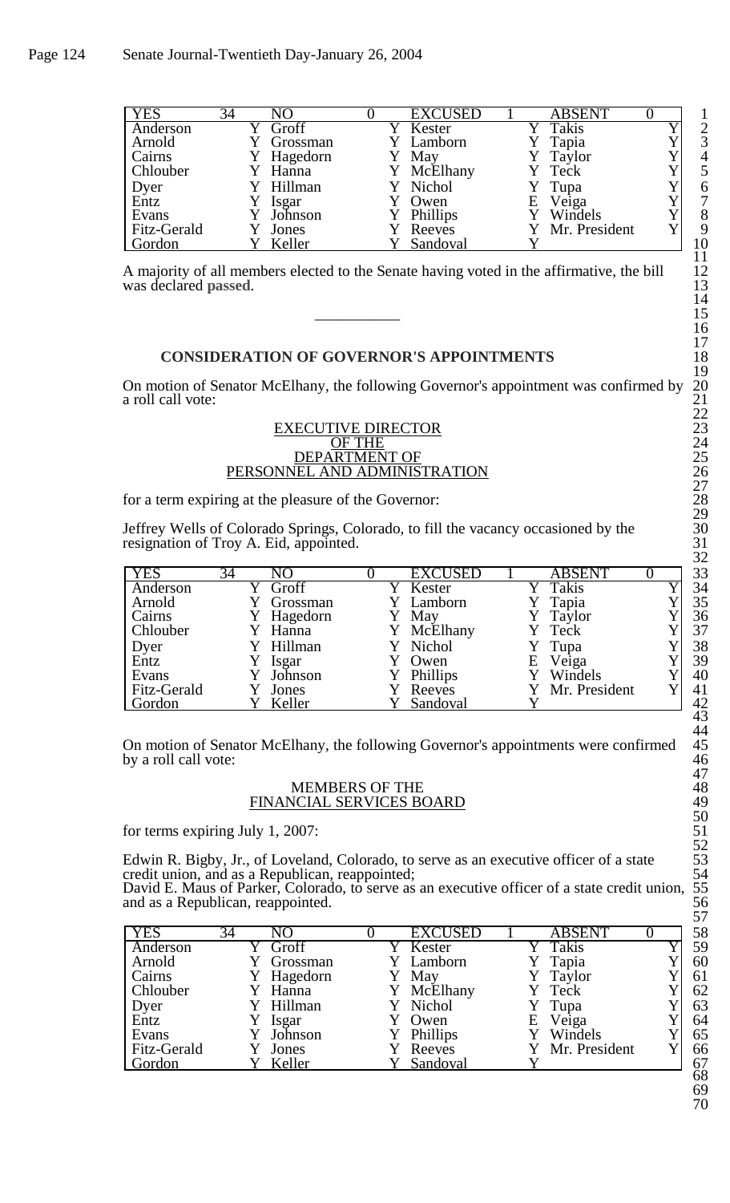| YES | 34 | NO | 0 | EXCUSED | 1 | ABSENT | 0 |
|---|---|---|---|---|---|---|---|
| Anderson | Y | Groff | Y | Kester | Y | Takis | Y |
| Arnold | Y | Grossman | Y | Lamborn | Y | Tapia | Y |
| Cairns | Y | Hagedorn | Y | May | Y | Taylor | Y |
| Chlouber | Y | Hanna | Y | McElhany | Y | Teck | Y |
| Dyer | Y | Hillman | Y | Nichol | Y | Tupa | Y |
| Entz | Y | Isgar | Y | Owen | E | Veiga | Y |
| Evans | Y | Johnson | Y | Phillips | Y | Windels | Y |
| Fitz-Gerald | Y | Jones | Y | Reeves | Y | Mr. President | Y |
| Gordon | Y | Keller | Y | Sandoval | Y | | |

A majority of all members elected to the Senate having voted in the affirmative, the bill was declared **passed**.

---

## CONSIDERATION OF GOVERNOR'S APPOINTMENTS

On motion of Senator McElhany, the following Governor's appointment was confirmed by a roll call vote:

EXECUTIVE DIRECTOR
OF THE
DEPARTMENT OF
PERSONNEL AND ADMINISTRATION

for a term expiring at the pleasure of the Governor:

Jeffrey Wells of Colorado Springs, Colorado, to fill the vacancy occasioned by the resignation of Troy A. Eid, appointed.

| YES | 34 | NO | 0 | EXCUSED | 1 | ABSENT | 0 |
|---|---|---|---|---|---|---|---|
| Anderson | Y | Groff | Y | Kester | Y | Takis | Y |
| Arnold | Y | Grossman | Y | Lamborn | Y | Tapia | Y |
| Cairns | Y | Hagedorn | Y | May | Y | Taylor | Y |
| Chlouber | Y | Hanna | Y | McElhany | Y | Teck | Y |
| Dyer | Y | Hillman | Y | Nichol | Y | Tupa | Y |
| Entz | Y | Isgar | Y | Owen | E | Veiga | Y |
| Evans | Y | Johnson | Y | Phillips | Y | Windels | Y |
| Fitz-Gerald | Y | Jones | Y | Reeves | Y | Mr. President | Y |
| Gordon | Y | Keller | Y | Sandoval | Y | | |

On motion of Senator McElhany, the following Governor's appointments were confirmed by a roll call vote:

MEMBERS OF THE
FINANCIAL SERVICES BOARD

for terms expiring July 1, 2007:

Edwin R. Bigby, Jr., of Loveland, Colorado, to serve as an executive officer of a state credit union, and as a Republican, reappointed;
David E. Maus of Parker, Colorado, to serve as an executive officer of a state credit union, and as a Republican, reappointed.

| YES | 34 | NO | 0 | EXCUSED | 1 | ABSENT | 0 |
|---|---|---|---|---|---|---|---|
| Anderson | Y | Groff | Y | Kester | Y | Takis | Y |
| Arnold | Y | Grossman | Y | Lamborn | Y | Tapia | Y |
| Cairns | Y | Hagedorn | Y | May | Y | Taylor | Y |
| Chlouber | Y | Hanna | Y | McElhany | Y | Teck | Y |
| Dyer | Y | Hillman | Y | Nichol | Y | Tupa | Y |
| Entz | Y | Isgar | Y | Owen | E | Veiga | Y |
| Evans | Y | Johnson | Y | Phillips | Y | Windels | Y |
| Fitz-Gerald | Y | Jones | Y | Reeves | Y | Mr. President | Y |
| Gordon | Y | Keller | Y | Sandoval | Y | | |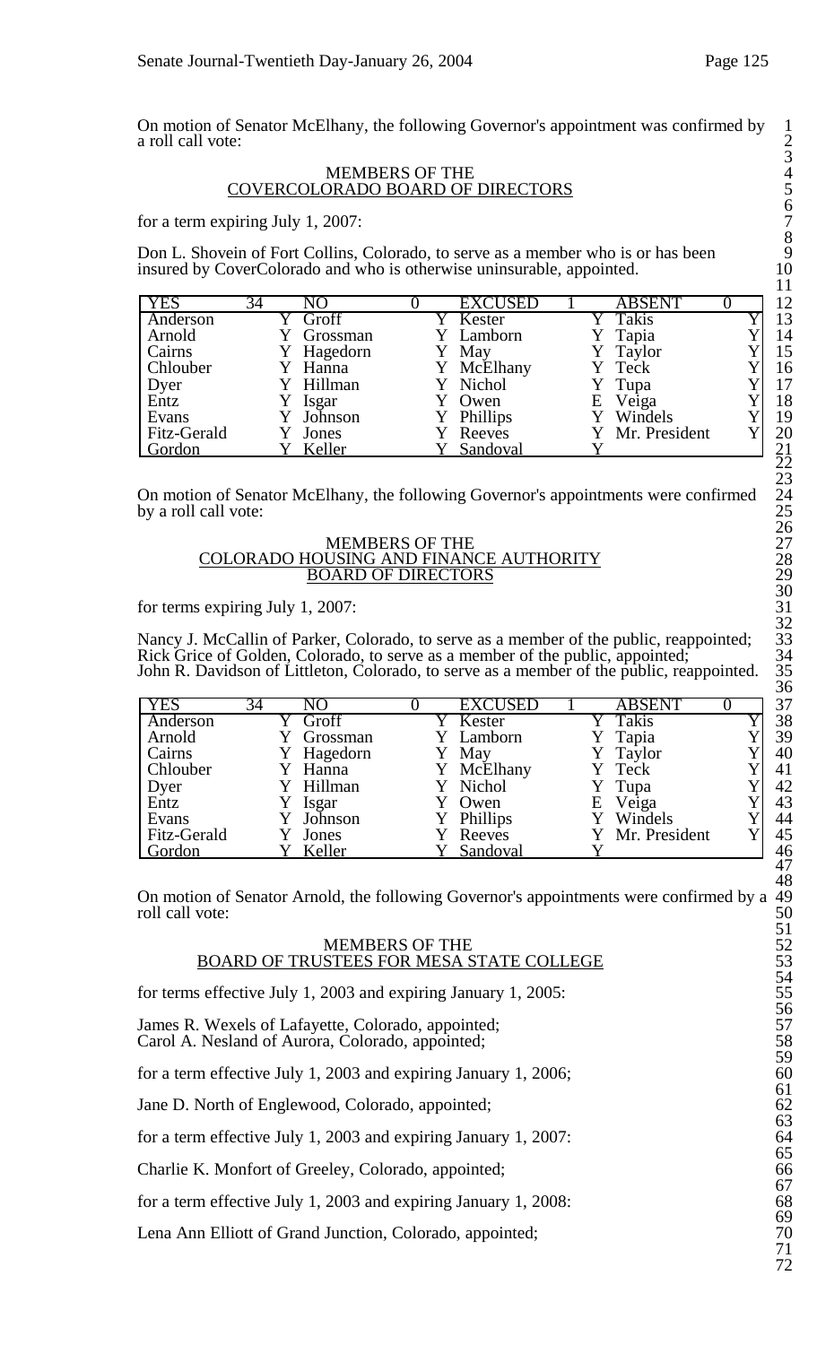On motion of Senator McElhany, the following Governor's appointment was confirmed by a roll call vote:

MEMBERS OF THE
COVERCOLORADO BOARD OF DIRECTORS

for a term expiring July 1, 2007:

Don L. Shovein of Fort Collins, Colorado, to serve as a member who is or has been insured by CoverColorado and who is otherwise uninsurable, appointed.

| YES | 34 | NO | 0 | EXCUSED | 1 | ABSENT | 0 |
|---|---|---|---|---|---|---|---|
| Anderson | Y | Groff | Y | Kester | Y | Takis | Y |
| Arnold | Y | Grossman | Y | Lamborn | Y | Tapia | Y |
| Cairns | Y | Hagedorn | Y | May | Y | Taylor | Y |
| Chlouber | Y | Hanna | Y | McElhany | Y | Teck | Y |
| Dyer | Y | Hillman | Y | Nichol | Y | Tupa | Y |
| Entz | Y | Isgar | Y | Owen | E | Veiga | Y |
| Evans | Y | Johnson | Y | Phillips | Y | Windels | Y |
| Fitz-Gerald | Y | Jones | Y | Reeves | Y | Mr. President | Y |
| Gordon | Y | Keller | Y | Sandoval | Y | | |

On motion of Senator McElhany, the following Governor's appointments were confirmed by a roll call vote:

MEMBERS OF THE
COLORADO HOUSING AND FINANCE AUTHORITY
BOARD OF DIRECTORS

for terms expiring July 1, 2007:

Nancy J. McCallin of Parker, Colorado, to serve as a member of the public, reappointed;
Rick Grice of Golden, Colorado, to serve as a member of the public, appointed;
John R. Davidson of Littleton, Colorado, to serve as a member of the public, reappointed.

| YES | 34 | NO | 0 | EXCUSED | 1 | ABSENT | 0 |
|---|---|---|---|---|---|---|---|
| Anderson | Y | Groff | Y | Kester | Y | Takis | Y |
| Arnold | Y | Grossman | Y | Lamborn | Y | Tapia | Y |
| Cairns | Y | Hagedorn | Y | May | Y | Taylor | Y |
| Chlouber | Y | Hanna | Y | McElhany | Y | Teck | Y |
| Dyer | Y | Hillman | Y | Nichol | Y | Tupa | Y |
| Entz | Y | Isgar | Y | Owen | E | Veiga | Y |
| Evans | Y | Johnson | Y | Phillips | Y | Windels | Y |
| Fitz-Gerald | Y | Jones | Y | Reeves | Y | Mr. President | Y |
| Gordon | Y | Keller | Y | Sandoval | Y | | |

On motion of Senator Arnold, the following Governor's appointments were confirmed by a roll call vote:

MEMBERS OF THE
BOARD OF TRUSTEES FOR MESA STATE COLLEGE

for terms effective July 1, 2003 and expiring January 1, 2005:

James R. Wexels of Lafayette, Colorado, appointed;
Carol A. Nesland of Aurora, Colorado, appointed;

for a term effective July 1, 2003 and expiring January 1, 2006;

Jane D. North of Englewood, Colorado, appointed;

for a term effective July 1, 2003 and expiring January 1, 2007:

Charlie K. Monfort of Greeley, Colorado, appointed;

for a term effective July 1, 2003 and expiring January 1, 2008:

Lena Ann Elliott of Grand Junction, Colorado, appointed;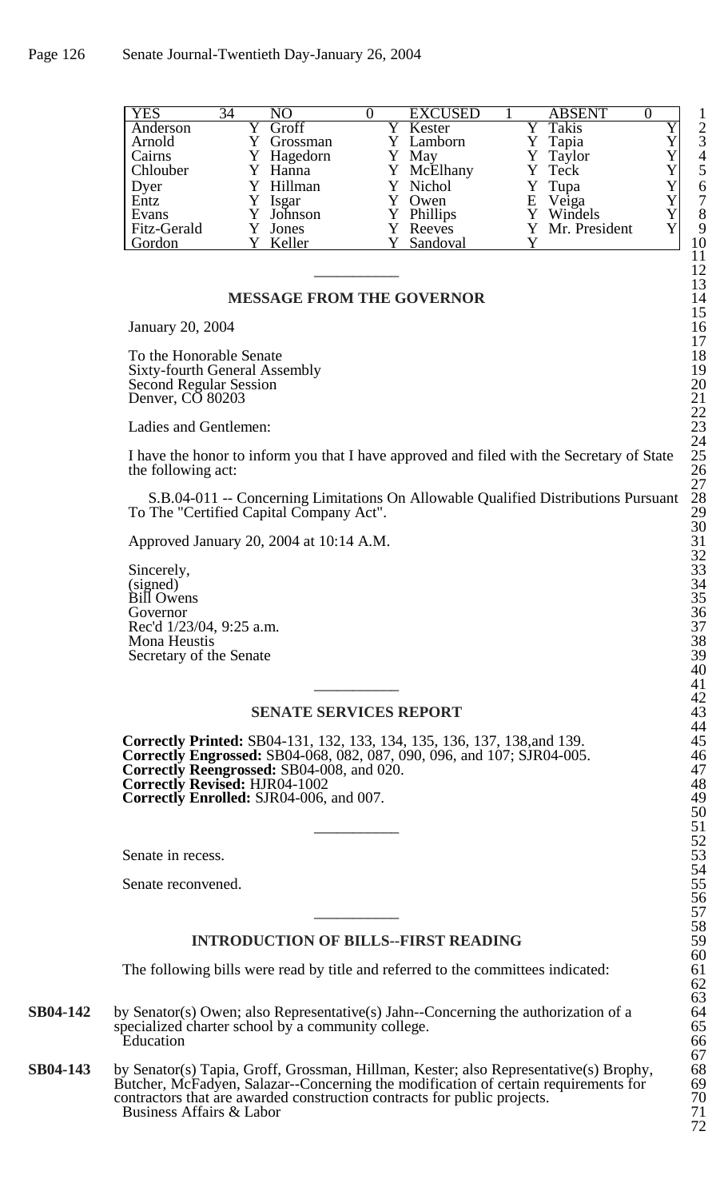| YES | 34 | NO | 0 | EXCUSED | 1 | ABSENT | 0 |
|---|---|---|---|---|---|---|---|
| Anderson | Y | Groff | Y | Kester | Y | Takis | Y |
| Arnold | Y | Grossman | Y | Lamborn | Y | Tapia | Y |
| Cairns | Y | Hagedorn | Y | May | Y | Taylor | Y |
| Chlouber | Y | Hanna | Y | McElhany | Y | Teck | Y |
| Dyer | Y | Hillman | Y | Nichol | Y | Tupa | Y |
| Entz | Y | Isgar | Y | Owen | E | Veiga | Y |
| Evans | Y | Johnson | Y | Phillips | Y | Windels | Y |
| Fitz-Gerald | Y | Jones | Y | Reeves | Y | Mr. President | Y |
| Gordon | Y | Keller | Y | Sandoval | Y | | |

## MESSAGE FROM THE GOVERNOR

January 20, 2004

To the Honorable Senate
Sixty-fourth General Assembly
Second Regular Session
Denver, CO 80203

Ladies and Gentlemen:

I have the honor to inform you that I have approved and filed with the Secretary of State the following act:

S.B.04-011 -- Concerning Limitations On Allowable Qualified Distributions Pursuant To The "Certified Capital Company Act".

Approved January 20, 2004 at 10:14 A.M.

Sincerely,
(signed)
Bill Owens
Governor
Rec'd 1/23/04, 9:25 a.m.
Mona Heustis
Secretary of the Senate

## SENATE SERVICES REPORT

**Correctly Printed:** SB04-131, 132, 133, 134, 135, 136, 137, 138,and 139.
**Correctly Engrossed:** SB04-068, 082, 087, 090, 096, and 107; SJR04-005.
**Correctly Reengrossed:** SB04-008, and 020.
**Correctly Revised:** HJR04-1002
**Correctly Enrolled:** SJR04-006, and 007.

Senate in recess.

Senate reconvened.

## INTRODUCTION OF BILLS--FIRST READING

The following bills were read by title and referred to the committees indicated:

**SB04-142** by Senator(s) Owen; also Representative(s) Jahn--Concerning the authorization of a specialized charter school by a community college.
Education

**SB04-143** by Senator(s) Tapia, Groff, Grossman, Hillman, Kester; also Representative(s) Brophy, Butcher, McFadyen, Salazar--Concerning the modification of certain requirements for contractors that are awarded construction contracts for public projects.
Business Affairs & Labor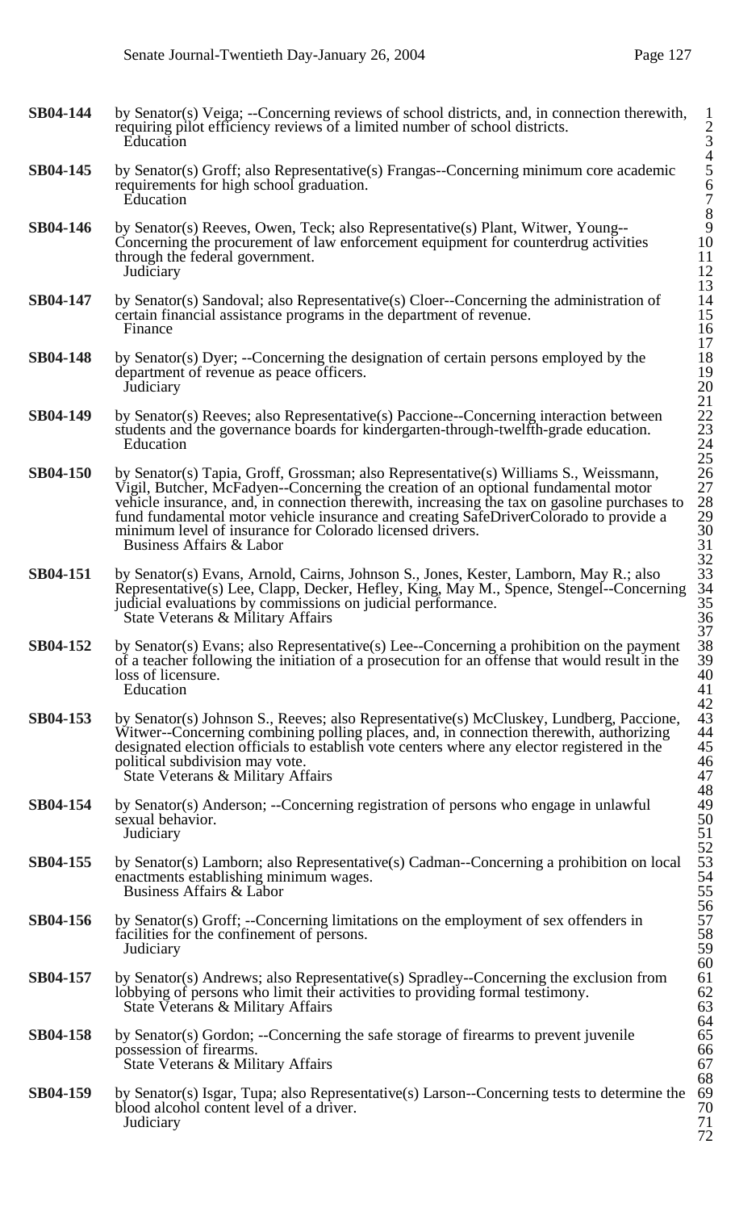**SB04-144** by Senator(s) Veiga; --Concerning reviews of school districts, and, in connection therewith, requiring pilot efficiency reviews of a limited number of school districts.
Education

**SB04-145** by Senator(s) Groff; also Representative(s) Frangas--Concerning minimum core academic requirements for high school graduation.
Education

**SB04-146** by Senator(s) Reeves, Owen, Teck; also Representative(s) Plant, Witwer, Young--Concerning the procurement of law enforcement equipment for counterdrug activities through the federal government.
Judiciary

**SB04-147** by Senator(s) Sandoval; also Representative(s) Cloer--Concerning the administration of certain financial assistance programs in the department of revenue.
Finance

**SB04-148** by Senator(s) Dyer; --Concerning the designation of certain persons employed by the department of revenue as peace officers.
Judiciary

**SB04-149** by Senator(s) Reeves; also Representative(s) Paccione--Concerning interaction between students and the governance boards for kindergarten-through-twelfth-grade education.
Education

**SB04-150** by Senator(s) Tapia, Groff, Grossman; also Representative(s) Williams S., Weissmann, Vigil, Butcher, McFadyen--Concerning the creation of an optional fundamental motor vehicle insurance, and, in connection therewith, increasing the tax on gasoline purchases to fund fundamental motor vehicle insurance and creating SafeDriverColorado to provide a minimum level of insurance for Colorado licensed drivers.
Business Affairs & Labor

**SB04-151** by Senator(s) Evans, Arnold, Cairns, Johnson S., Jones, Kester, Lamborn, May R.; also Representative(s) Lee, Clapp, Decker, Hefley, King, May M., Spence, Stengel--Concerning judicial evaluations by commissions on judicial performance.
State Veterans & Military Affairs

**SB04-152** by Senator(s) Evans; also Representative(s) Lee--Concerning a prohibition on the payment of a teacher following the initiation of a prosecution for an offense that would result in the loss of licensure.
Education

**SB04-153** by Senator(s) Johnson S., Reeves; also Representative(s) McCluskey, Lundberg, Paccione, Witwer--Concerning combining polling places, and, in connection therewith, authorizing designated election officials to establish vote centers where any elector registered in the political subdivision may vote.
State Veterans & Military Affairs

**SB04-154** by Senator(s) Anderson; --Concerning registration of persons who engage in unlawful sexual behavior.
Judiciary

**SB04-155** by Senator(s) Lamborn; also Representative(s) Cadman--Concerning a prohibition on local enactments establishing minimum wages.
Business Affairs & Labor

**SB04-156** by Senator(s) Groff; --Concerning limitations on the employment of sex offenders in facilities for the confinement of persons.
Judiciary

**SB04-157** by Senator(s) Andrews; also Representative(s) Spradley--Concerning the exclusion from lobbying of persons who limit their activities to providing formal testimony.
State Veterans & Military Affairs

**SB04-158** by Senator(s) Gordon; --Concerning the safe storage of firearms to prevent juvenile possession of firearms.
State Veterans & Military Affairs

**SB04-159** by Senator(s) Isgar, Tupa; also Representative(s) Larson--Concerning tests to determine the blood alcohol content level of a driver.
Judiciary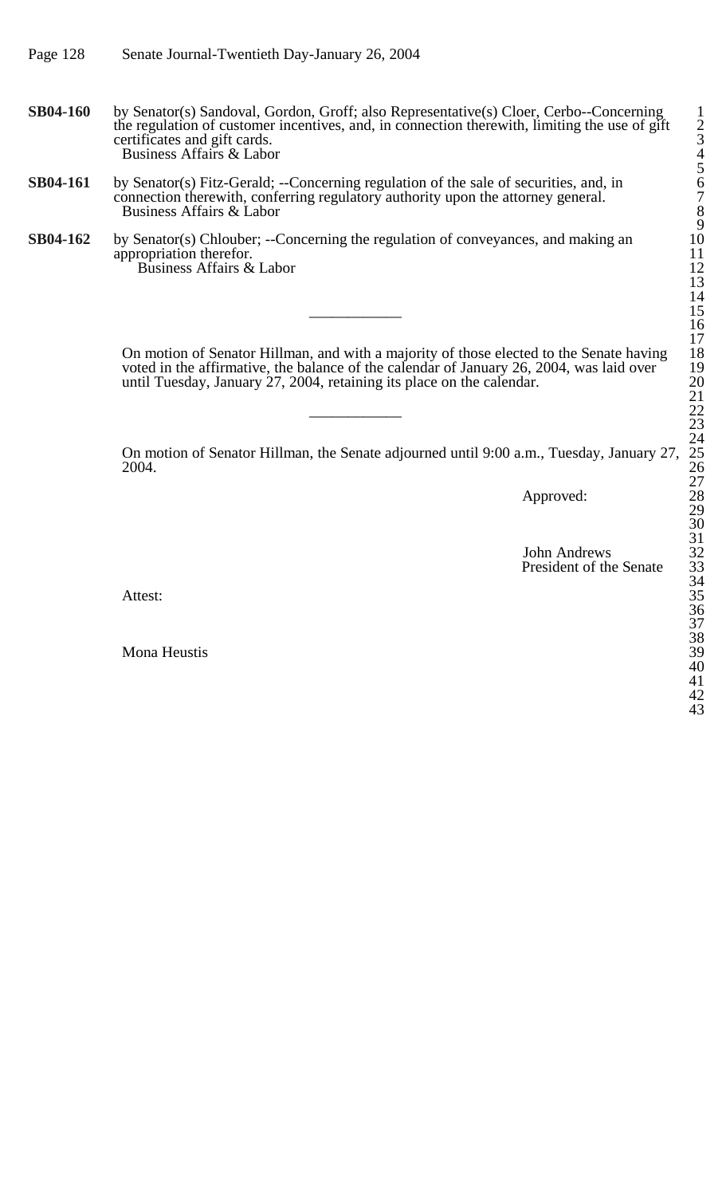**SB04-160** by Senator(s) Sandoval, Gordon, Groff; also Representative(s) Cloer, Cerbo--Concerning the regulation of customer incentives, and, in connection therewith, limiting the use of gift certificates and gift cards.
Business Affairs & Labor

**SB04-161** by Senator(s) Fitz-Gerald; --Concerning regulation of the sale of securities, and, in connection therewith, conferring regulatory authority upon the attorney general.
Business Affairs & Labor

**SB04-162** by Senator(s) Chlouber; --Concerning the regulation of conveyances, and making an appropriation therefor.
Business Affairs & Labor

---

On motion of Senator Hillman, and with a majority of those elected to the Senate having voted in the affirmative, the balance of the calendar of January 26, 2004, was laid over until Tuesday, January 27, 2004, retaining its place on the calendar.

---

On motion of Senator Hillman, the Senate adjourned until 9:00 a.m., Tuesday, January 27, 2004.

Approved:

John Andrews
President of the Senate

Attest:

Mona Heustis